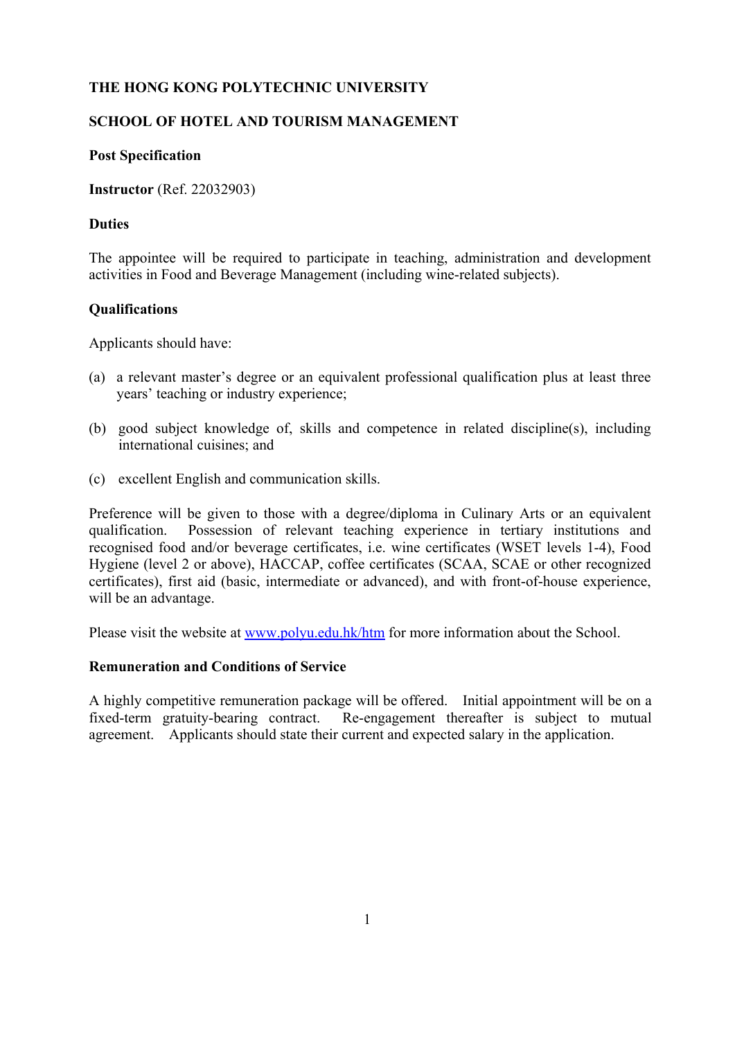**THE HONG KONG POLYTECHNIC UNIVERSITY**

**SCHOOL OF HOTEL AND TOURISM MANAGEMENT**

**Post Specification**

**Instructor** (Ref. 22032903)

**Duties**

The appointee will be required to participate in teaching, administration and development activities in Food and Beverage Management (including wine-related subjects).

**Qualifications**

Applicants should have:

(a) a relevant master's degree or an equivalent professional qualification plus at least three years' teaching or industry experience;

(b) good subject knowledge of, skills and competence in related discipline(s), including international cuisines; and

(c) excellent English and communication skills.

Preference will be given to those with a degree/diploma in Culinary Arts or an equivalent qualification. Possession of relevant teaching experience in tertiary institutions and recognised food and/or beverage certificates, i.e. wine certificates (WSET levels 1-4), Food Hygiene (level 2 or above), HACCAP, coffee certificates (SCAA, SCAE or other recognized certificates), first aid (basic, intermediate or advanced), and with front-of-house experience, will be an advantage.

Please visit the website at [www.polyu.edu.hk/htm](www.polyu.edu.hk/htm) for more information about the School.

**Remuneration and Conditions of Service**

A highly competitive remuneration package will be offered. Initial appointment will be on a fixed-term gratuity-bearing contract. Re-engagement thereafter is subject to mutual agreement. Applicants should state their current and expected salary in the application.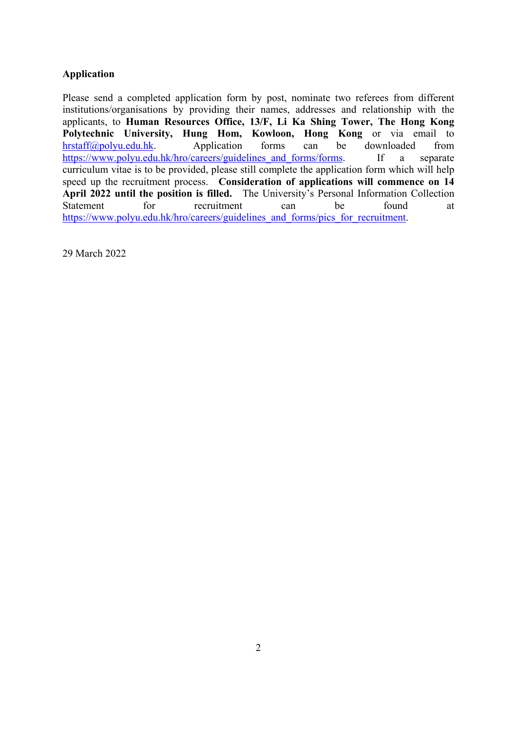**Application**

Please send a completed application form by post, nominate two referees from different institutions/organisations by providing their names, addresses and relationship with the applicants, to **Human Resources Office, 13/F, Li Ka Shing Tower, The Hong Kong Polytechnic University, Hung Hom, Kowloon, Hong Kong** or via email to hrstaff@polyu.edu.hk. Application forms can be downloaded from https://www.polyu.edu.hk/hro/careers/guidelines_and_forms/forms. If a separate curriculum vitae is to be provided, please still complete the application form which will help speed up the recruitment process. **Consideration of applications will commence on 14 April 2022 until the position is filled.** The University's Personal Information Collection Statement for recruitment can be found at https://www.polyu.edu.hk/hro/careers/guidelines_and_forms/pics_for_recruitment.

29 March 2022